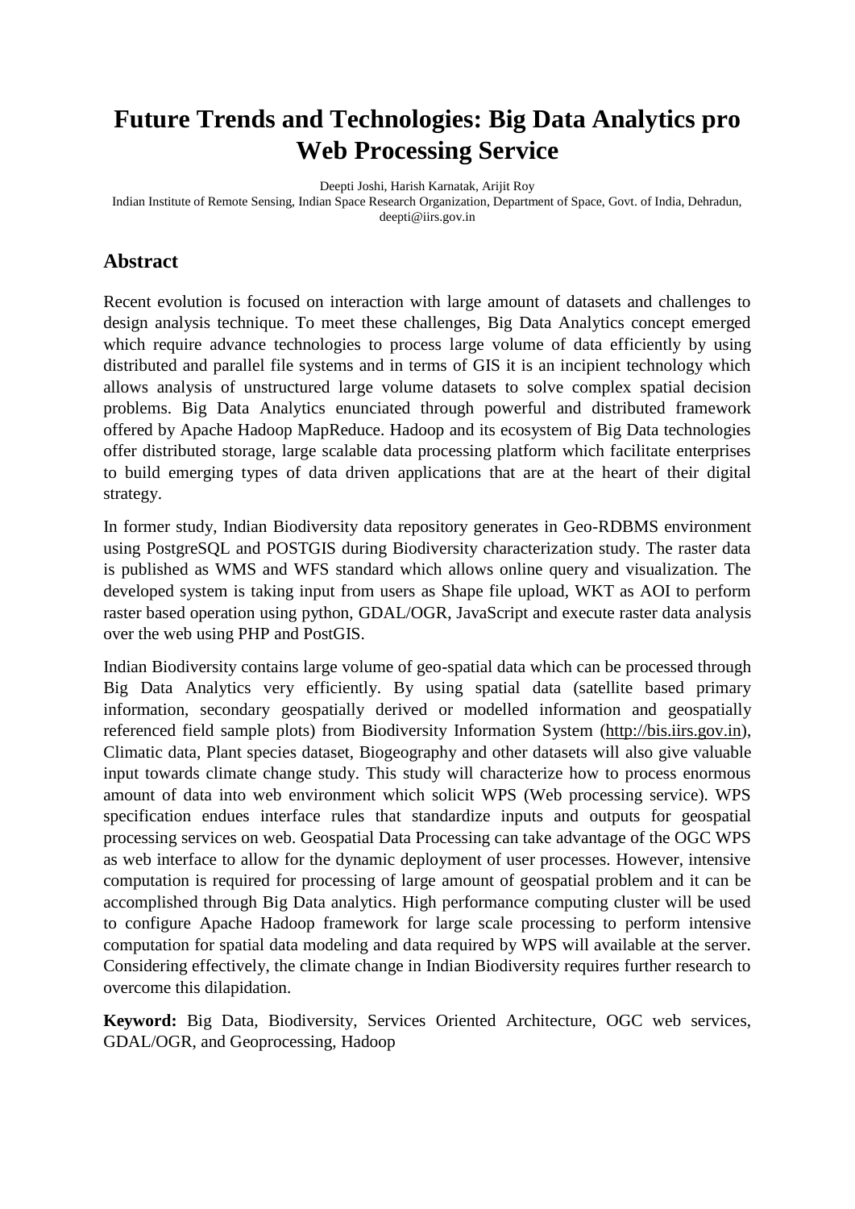# Future Trends and Technologies: Big Data Analytics pro Web Processing Service

Deepti Joshi, Harish Karnatak, Arijit Roy

Indian Institute of Remote Sensing, Indian Space Research Organization, Department of Space, Govt. of India, Dehradun, deepti@iirs.gov.in

## Abstract

Recent evolution is focused on interaction with large amount of datasets and challenges to design analysis technique. To meet these challenges, Big Data Analytics concept emerged which require advance technologies to process large volume of data efficiently by using distributed and parallel file systems and in terms of GIS it is an incipient technology which allows analysis of unstructured large volume datasets to solve complex spatial decision problems. Big Data Analytics enunciated through powerful and distributed framework offered by Apache Hadoop MapReduce. Hadoop and its ecosystem of Big Data technologies offer distributed storage, large scalable data processing platform which facilitate enterprises to build emerging types of data driven applications that are at the heart of their digital strategy.

In former study, Indian Biodiversity data repository generates in Geo-RDBMS environment using PostgreSQL and POSTGIS during Biodiversity characterization study. The raster data is published as WMS and WFS standard which allows online query and visualization. The developed system is taking input from users as Shape file upload, WKT as AOI to perform raster based operation using python, GDAL/OGR, JavaScript and execute raster data analysis over the web using PHP and PostGIS.

Indian Biodiversity contains large volume of geo-spatial data which can be processed through Big Data Analytics very efficiently. By using spatial data (satellite based primary information, secondary geospatially derived or modelled information and geospatially referenced field sample plots) from Biodiversity Information System (http://bis.iirs.gov.in), Climatic data, Plant species dataset, Biogeography and other datasets will also give valuable input towards climate change study. This study will characterize how to process enormous amount of data into web environment which solicit WPS (Web processing service). WPS specification endues interface rules that standardize inputs and outputs for geospatial processing services on web. Geospatial Data Processing can take advantage of the OGC WPS as web interface to allow for the dynamic deployment of user processes. However, intensive computation is required for processing of large amount of geospatial problem and it can be accomplished through Big Data analytics. High performance computing cluster will be used to configure Apache Hadoop framework for large scale processing to perform intensive computation for spatial data modeling and data required by WPS will available at the server. Considering effectively, the climate change in Indian Biodiversity requires further research to overcome this dilapidation.

**Keyword:** Big Data, Biodiversity, Services Oriented Architecture, OGC web services, GDAL/OGR, and Geoprocessing, Hadoop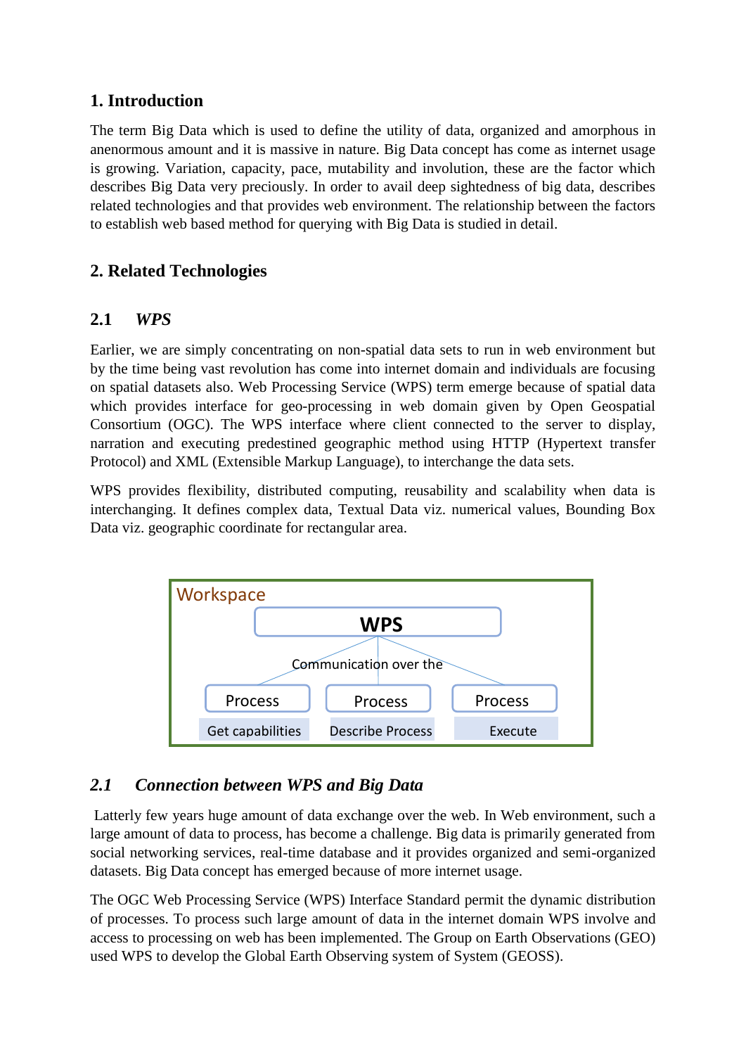## 1. Introduction

The term Big Data which is used to define the utility of data, organized and amorphous in anenormous amount and it is massive in nature. Big Data concept has come as internet usage is growing. Variation, capacity, pace, mutability and involution, these are the factor which describes Big Data very preciously. In order to avail deep sightedness of big data, describes related technologies and that provides web environment. The relationship between the factors to establish web based method for querying with Big Data is studied in detail.

## 2. Related Technologies

### 2.1 *WPS*

Earlier, we are simply concentrating on non-spatial data sets to run in web environment but by the time being vast revolution has come into internet domain and individuals are focusing on spatial datasets also. Web Processing Service (WPS) term emerge because of spatial data which provides interface for geo-processing in web domain given by Open Geospatial Consortium (OGC). The WPS interface where client connected to the server to display, narration and executing predestined geographic method using HTTP (Hypertext transfer Protocol) and XML (Extensible Markup Language), to interchange the data sets.

WPS provides flexibility, distributed computing, reusability and scalability when data is interchanging. It defines complex data, Textual Data viz. numerical values, Bounding Box Data viz. geographic coordinate for rectangular area.

Workspace

WPS

Communication over the

Process — Get capabilities

Process — Describe Process

Process — Execute

### *2.1 Connection between WPS and Big Data*

Latterly few years huge amount of data exchange over the web. In Web environment, such a large amount of data to process, has become a challenge. Big data is primarily generated from social networking services, real-time database and it provides organized and semi-organized datasets. Big Data concept has emerged because of more internet usage.

The OGC Web Processing Service (WPS) Interface Standard permit the dynamic distribution of processes. To process such large amount of data in the internet domain WPS involve and access to processing on web has been implemented. The Group on Earth Observations (GEO) used WPS to develop the Global Earth Observing system of System (GEOSS).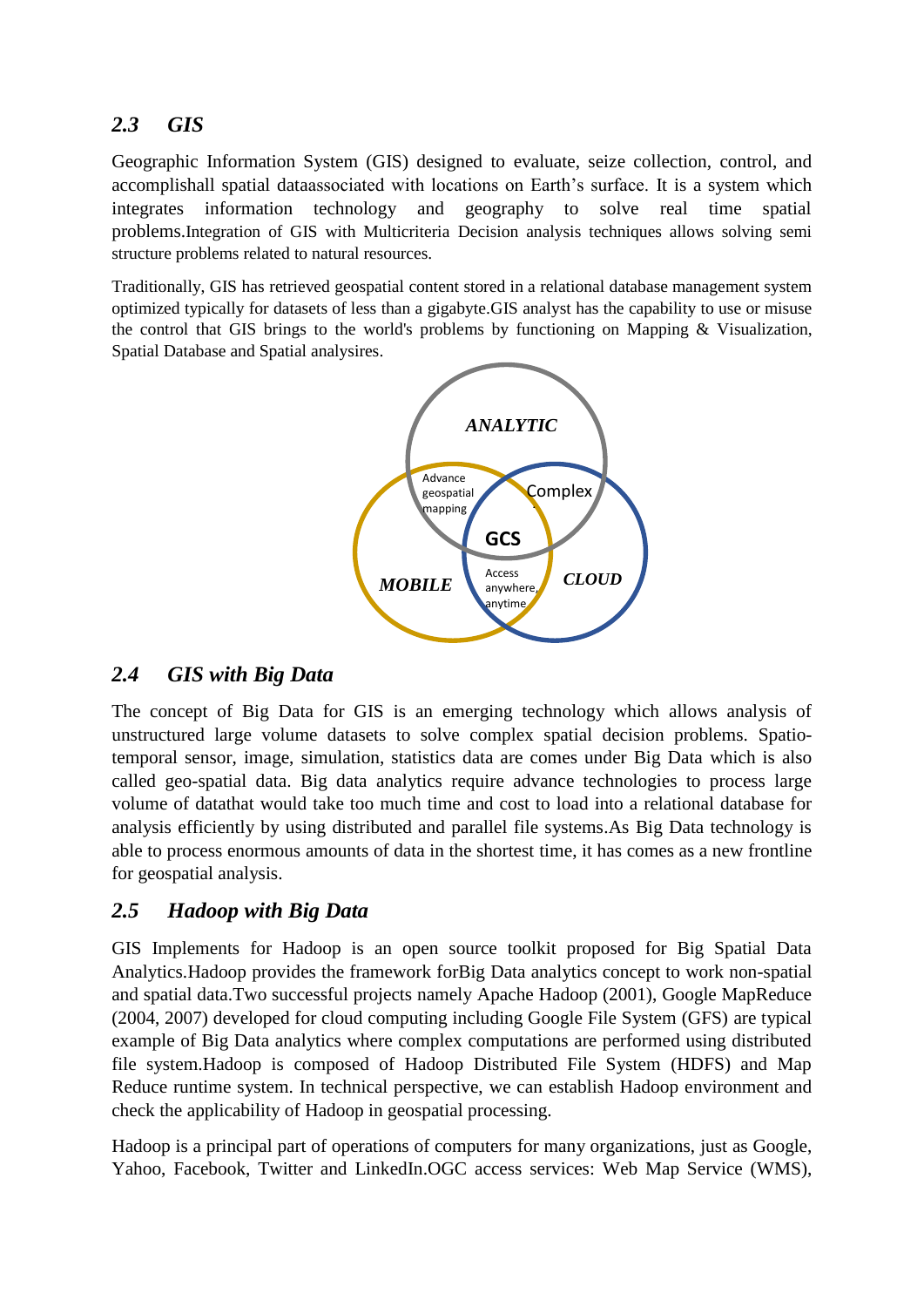## *2.3 GIS*

Geographic Information System (GIS) designed to evaluate, seize collection, control, and accomplishall spatial dataassociated with locations on Earth's surface. It is a system which integrates information technology and geography to solve real time spatial problems.Integration of GIS with Multicriteria Decision analysis techniques allows solving semi structure problems related to natural resources.

Traditionally, GIS has retrieved geospatial content stored in a relational database management system optimized typically for datasets of less than a gigabyte.GIS analyst has the capability to use or misuse the control that GIS brings to the world's problems by functioning on Mapping & Visualization, Spatial Database and Spatial analysires.

ANALYTIC

Advance geospatial mapping

Complex

GCS

MOBILE

Access anywhere, anytime

CLOUD

## *2.4 GIS with Big Data*

The concept of Big Data for GIS is an emerging technology which allows analysis of unstructured large volume datasets to solve complex spatial decision problems. Spatio-temporal sensor, image, simulation, statistics data are comes under Big Data which is also called geo-spatial data. Big data analytics require advance technologies to process large volume of datathat would take too much time and cost to load into a relational database for analysis efficiently by using distributed and parallel file systems.As Big Data technology is able to process enormous amounts of data in the shortest time, it has comes as a new frontline for geospatial analysis.

## *2.5 Hadoop with Big Data*

GIS Implements for Hadoop is an open source toolkit proposed for Big Spatial Data Analytics.Hadoop provides the framework forBig Data analytics concept to work non-spatial and spatial data.Two successful projects namely Apache Hadoop (2001), Google MapReduce (2004, 2007) developed for cloud computing including Google File System (GFS) are typical example of Big Data analytics where complex computations are performed using distributed file system.Hadoop is composed of Hadoop Distributed File System (HDFS) and Map Reduce runtime system. In technical perspective, we can establish Hadoop environment and check the applicability of Hadoop in geospatial processing.

Hadoop is a principal part of operations of computers for many organizations, just as Google, Yahoo, Facebook, Twitter and LinkedIn.OGC access services: Web Map Service (WMS),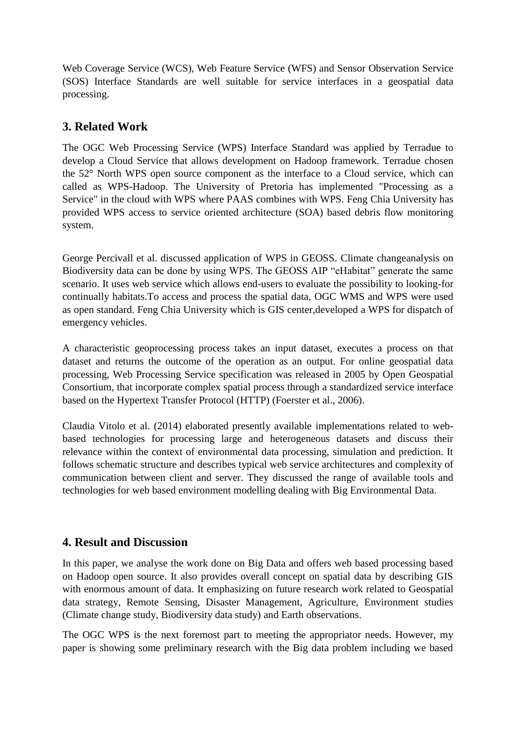Web Coverage Service (WCS), Web Feature Service (WFS) and Sensor Observation Service (SOS) Interface Standards are well suitable for service interfaces in a geospatial data processing.

## 3. Related Work

The OGC Web Processing Service (WPS) Interface Standard was applied by Terradue to develop a Cloud Service that allows development on Hadoop framework. Terradue chosen the 52° North WPS open source component as the interface to a Cloud service, which can called as WPS-Hadoop. The University of Pretoria has implemented "Processing as a Service" in the cloud with WPS where PAAS combines with WPS. Feng Chia University has provided WPS access to service oriented architecture (SOA) based debris flow monitoring system.

George Percivall et al. discussed application of WPS in GEOSS. Climate changeanalysis on Biodiversity data can be done by using WPS. The GEOSS AIP "eHabitat" generate the same scenario. It uses web service which allows end-users to evaluate the possibility to looking-for continually habitats.To access and process the spatial data, OGC WMS and WPS were used as open standard. Feng Chia University which is GIS center,developed a WPS for dispatch of emergency vehicles.

A characteristic geoprocessing process takes an input dataset, executes a process on that dataset and returns the outcome of the operation as an output. For online geospatial data processing, Web Processing Service specification was released in 2005 by Open Geospatial Consortium, that incorporate complex spatial process through a standardized service interface based on the Hypertext Transfer Protocol (HTTP) (Foerster et al., 2006).

Claudia Vitolo et al. (2014) elaborated presently available implementations related to web-based technologies for processing large and heterogeneous datasets and discuss their relevance within the context of environmental data processing, simulation and prediction. It follows schematic structure and describes typical web service architectures and complexity of communication between client and server. They discussed the range of available tools and technologies for web based environment modelling dealing with Big Environmental Data.

## 4. Result and Discussion

In this paper, we analyse the work done on Big Data and offers web based processing based on Hadoop open source. It also provides overall concept on spatial data by describing GIS with enormous amount of data. It emphasizing on future research work related to Geospatial data strategy, Remote Sensing, Disaster Management, Agriculture, Environment studies (Climate change study, Biodiversity data study) and Earth observations.

The OGC WPS is the next foremost part to meeting the appropriator needs. However, my paper is showing some preliminary research with the Big data problem including we based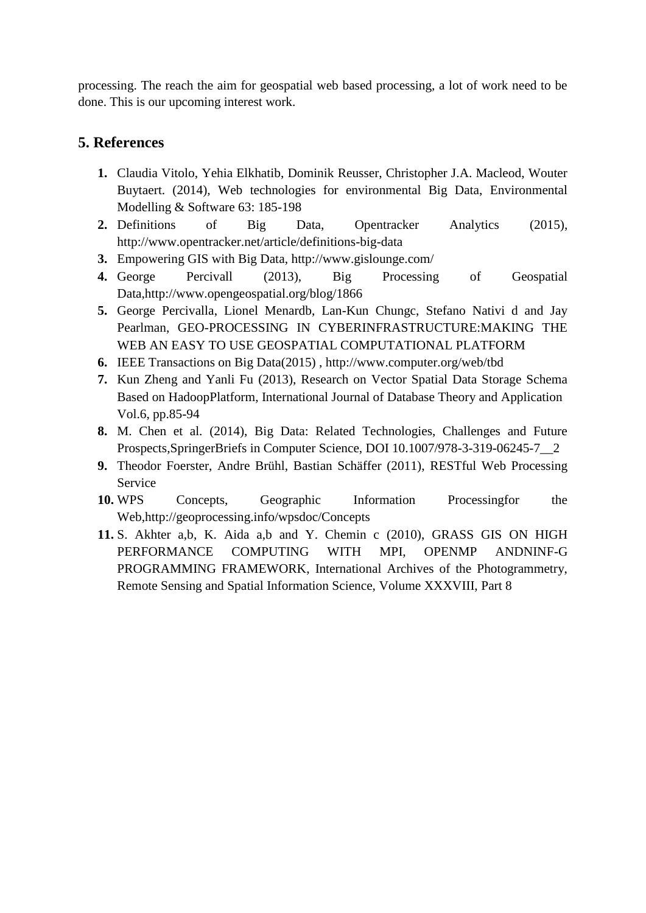processing. The reach the aim for geospatial web based processing, a lot of work need to be done. This is our upcoming interest work.

## 5. References

1. Claudia Vitolo, Yehia Elkhatib, Dominik Reusser, Christopher J.A. Macleod, Wouter Buytaert. (2014), Web technologies for environmental Big Data, Environmental Modelling & Software 63: 185-198
2. Definitions of Big Data, Opentracker Analytics (2015), http://www.opentracker.net/article/definitions-big-data
3. Empowering GIS with Big Data, http://www.gislounge.com/
4. George Percivall (2013), Big Processing of Geospatial Data,http://www.opengeospatial.org/blog/1866
5. George Percivalla, Lionel Menardb, Lan-Kun Chungc, Stefano Nativi d and Jay Pearlman, GEO-PROCESSING IN CYBERINFRASTRUCTURE:MAKING THE WEB AN EASY TO USE GEOSPATIAL COMPUTATIONAL PLATFORM
6. IEEE Transactions on Big Data(2015) , http://www.computer.org/web/tbd
7. Kun Zheng and Yanli Fu (2013), Research on Vector Spatial Data Storage Schema Based on HadoopPlatform, International Journal of Database Theory and Application Vol.6, pp.85-94
8. M. Chen et al. (2014), Big Data: Related Technologies, Challenges and Future Prospects,SpringerBriefs in Computer Science, DOI 10.1007/978-3-319-06245-7__2
9. Theodor Foerster, Andre Brühl, Bastian Schäffer (2011), RESTful Web Processing Service
10. WPS Concepts, Geographic Information Processingfor the Web,http://geoprocessing.info/wpsdoc/Concepts
11. S. Akhter a,b, K. Aida a,b and Y. Chemin c (2010), GRASS GIS ON HIGH PERFORMANCE COMPUTING WITH MPI, OPENMP ANDNINF-G PROGRAMMING FRAMEWORK, International Archives of the Photogrammetry, Remote Sensing and Spatial Information Science, Volume XXXVIII, Part 8